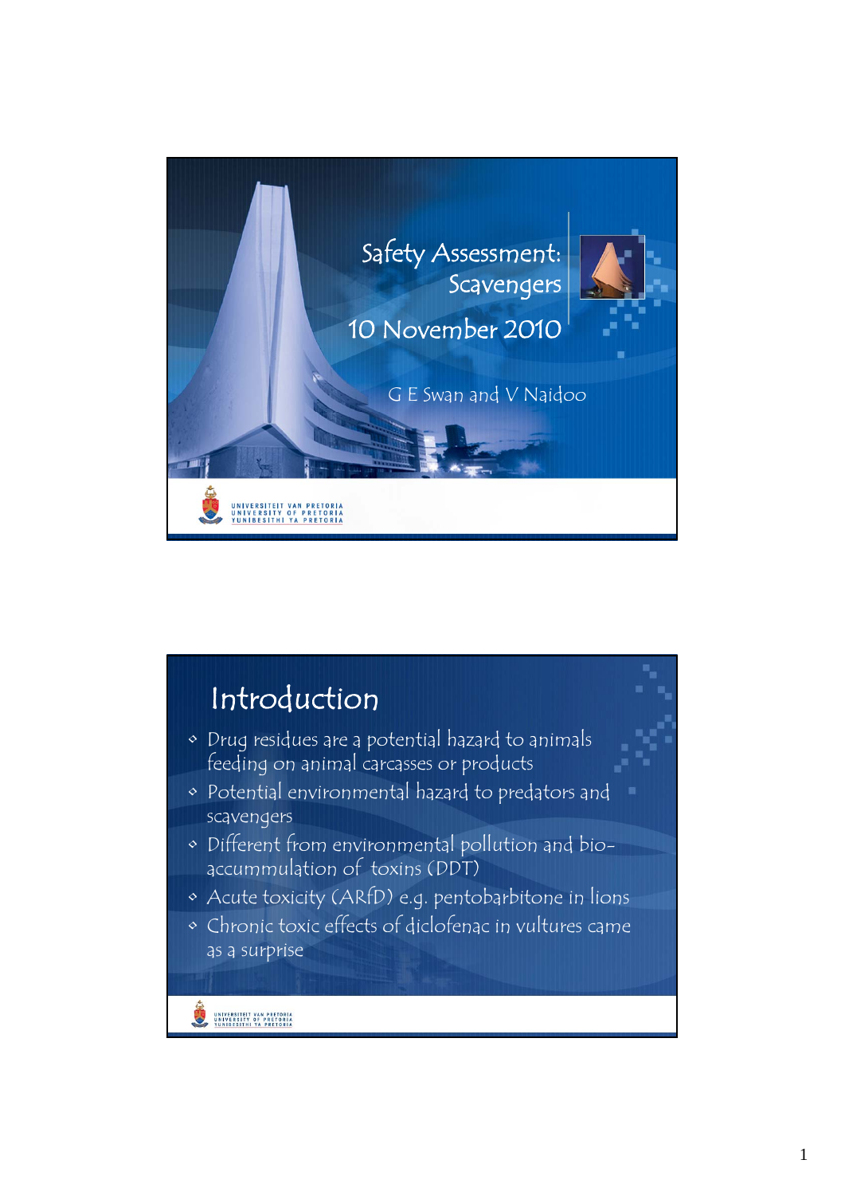# Safety Assessment: Scavengers

10 November 2010

G E Swan and V Naidoo

## Introduction

- Drug residues are a potential hazard to animals feeding on animal carcasses or products
- Potential environmental hazard to predators and scavengers
- Different from environmental pollution and bio-accummulation of toxins (DDT)
- Acute toxicity (ARfD) e.g. pentobarbitone in lions
- Chronic toxic effects of diclofenac in vultures came as a surprise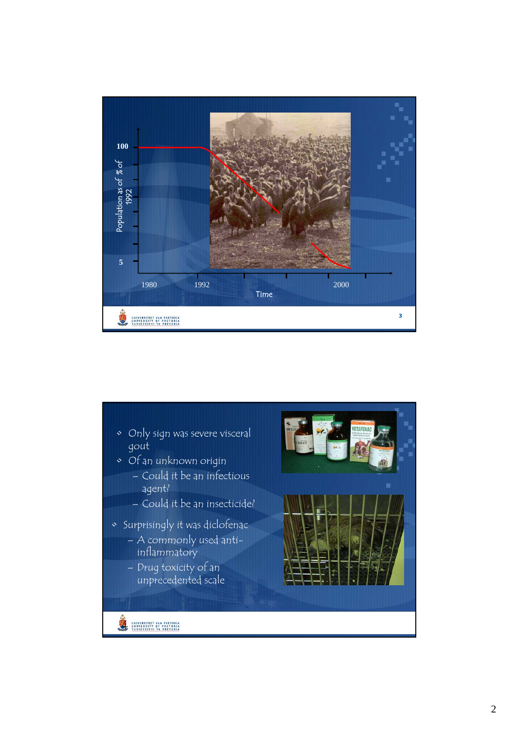100

Population as of % of 1992

5

1980

1992

2000

Time

- Only sign was severe visceral gout
- Of an unknown origin
  - Could it be an infectious agent?
  - Could it be an insecticide?
- Surprisingly it was diclofenac
  - A commonly used anti-inflammatory
  - Drug toxicity of an unprecedented scale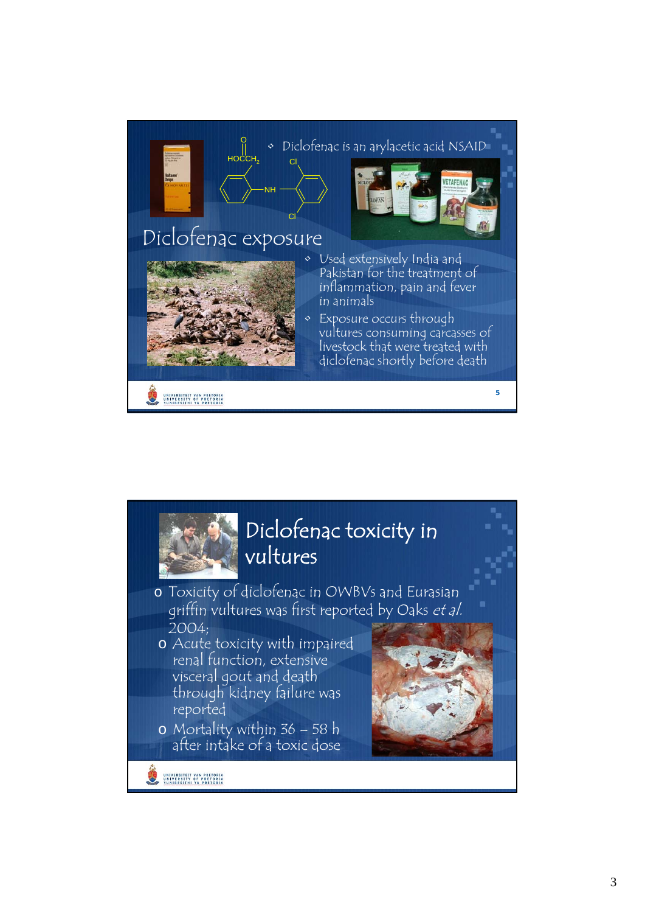## Diclofenac exposure

- Diclofenac is an arylacetic acid NSAID
- Used extensively India and Pakistan for the treatment of inflammation, pain and fever in animals
- Exposure occurs through vultures consuming carcasses of livestock that were treated with diclofenac shortly before death

## Diclofenac toxicity in vultures

- Toxicity of diclofenac in OWBVs and Eurasian griffin vultures was first reported by Oaks *et al.* 2004;
  - Acute toxicity with impaired renal function, extensive visceral gout and death through kidney failure was reported
  - Mortality within 36 – 58 h after intake of a toxic dose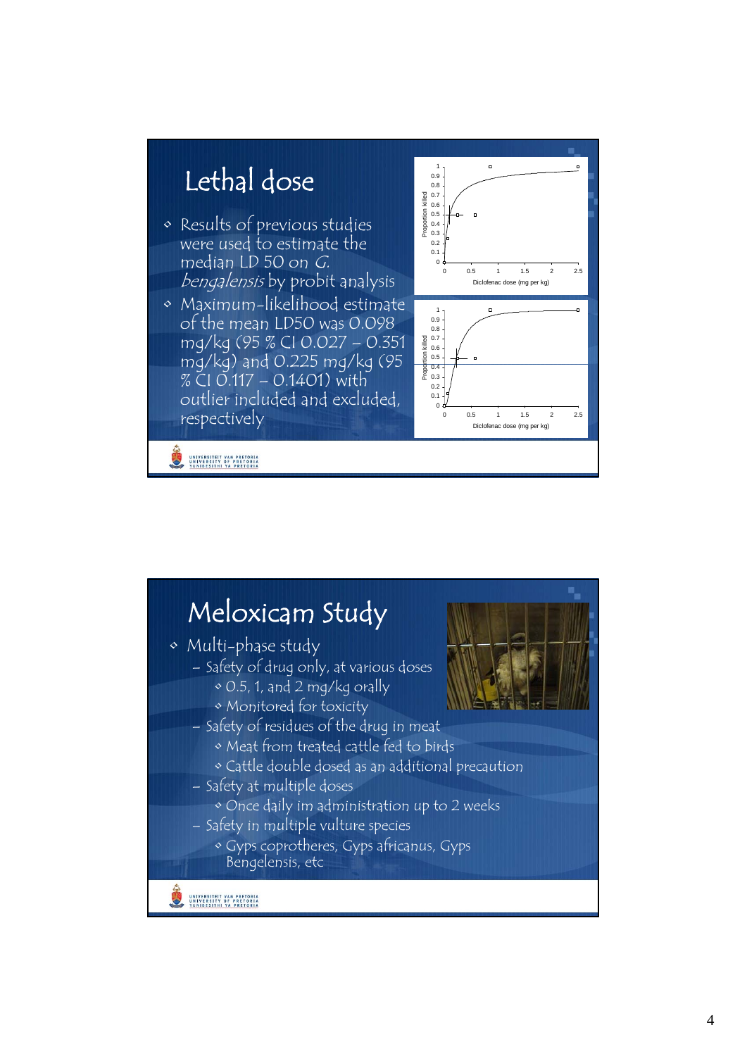## Lethal dose

- Results of previous studies were used to estimate the median LD 50 on *G. bengalensis* by probit analysis
- Maximum-likelihood estimate of the mean LD50 was 0.098 mg/kg (95 % CI 0.027 – 0.351 mg/kg) and 0.225 mg/kg (95 % CI 0.117 – 0.1401) with outlier included and excluded, respectively

Proportion killed

1
0.9
0.8
0.7
0.6
0.5
0.4
0.3
0.2
0.1
0

0 0.5 1 1.5 2 2.5

Diclofenac dose (mg per kg)

Proportion killed

1
0.9
0.8
0.7
0.6
0.5
0.4
0.3
0.2
0.1
0

0 0.5 1 1.5 2 2.5

Diclofenac dose (mg per kg)

UNIVERSITEIT VAN PRETORIA
UNIVERSITY OF PRETORIA
YUNIBESITHI YA PRETORIA

## Meloxicam Study

- Multi-phase study
  - Safety of drug only, at various doses
    - 0.5, 1, and 2 mg/kg orally
    - Monitored for toxicity
  - Safety of residues of the drug in meat
    - Meat from treated cattle fed to birds
    - Cattle double dosed as an additional precaution
  - Safety at multiple doses
    - Once daily im administration up to 2 weeks
  - Safety in multiple vulture species
    - Gyps coprotheres, Gyps africanus, Gyps Bengelensis, etc

UNIVERSITEIT VAN PRETORIA
UNIVERSITY OF PRETORIA
YUNIBESITHI YA PRETORIA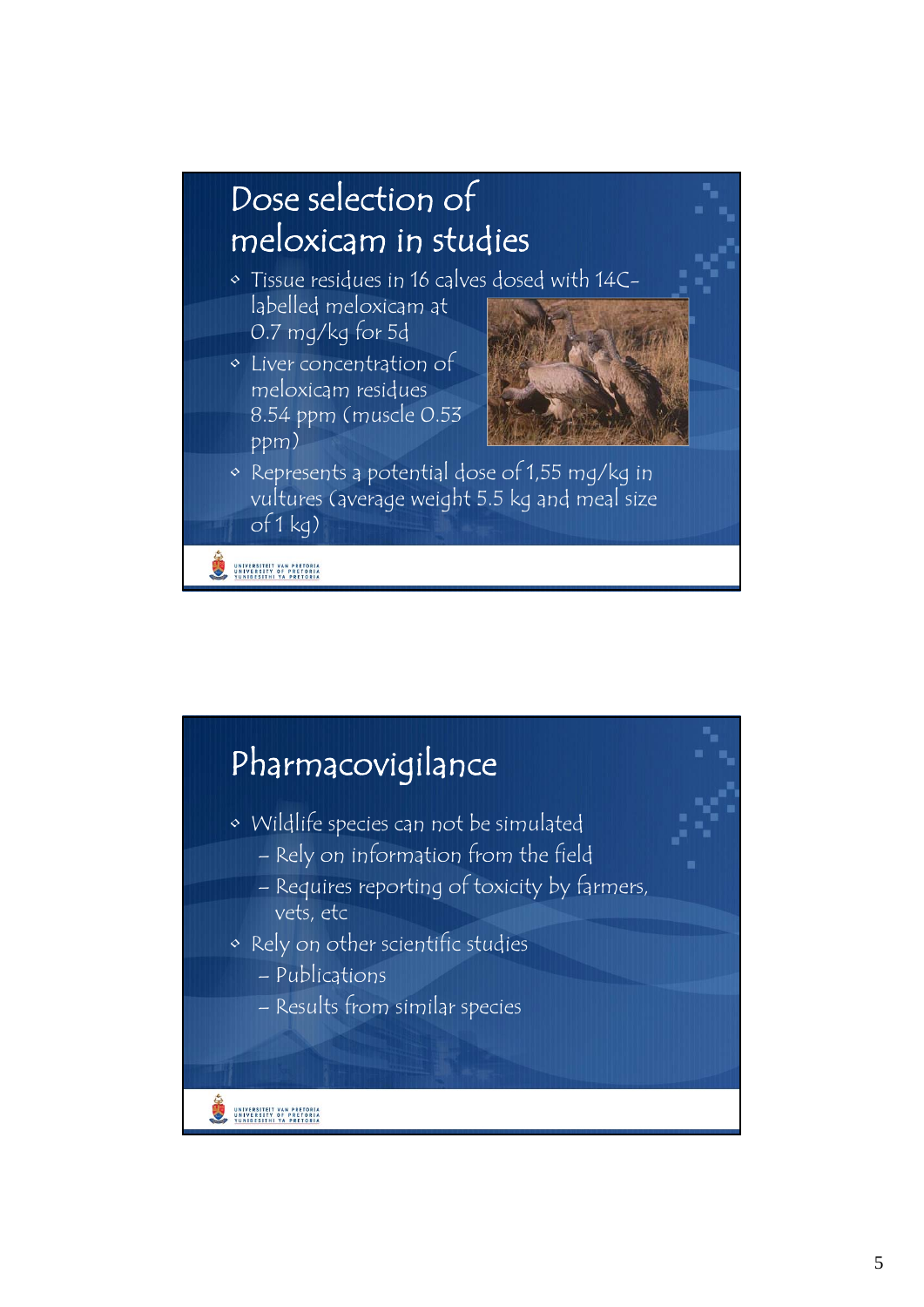## Dose selection of meloxicam in studies

- Tissue residues in 16 calves dosed with 14C-labelled meloxicam at 0.7 mg/kg for 5d
- Liver concentration of meloxicam residues 8.54 ppm (muscle 0.53 ppm)
- Represents a potential dose of 1,55 mg/kg in vultures (average weight 5.5 kg and meal size of 1 kg)

UNIVERSITEIT VAN PRETORIA
UNIVERSITY OF PRETORIA
YUNIBESITHI YA PRETORIA

## Pharmacovigilance

- Wildlife species can not be simulated
  - Rely on information from the field
  - Requires reporting of toxicity by farmers, vets, etc
- Rely on other scientific studies
  - Publications
  - Results from similar species

UNIVERSITEIT VAN PRETORIA
UNIVERSITY OF PRETORIA
YUNIBESITHI YA PRETORIA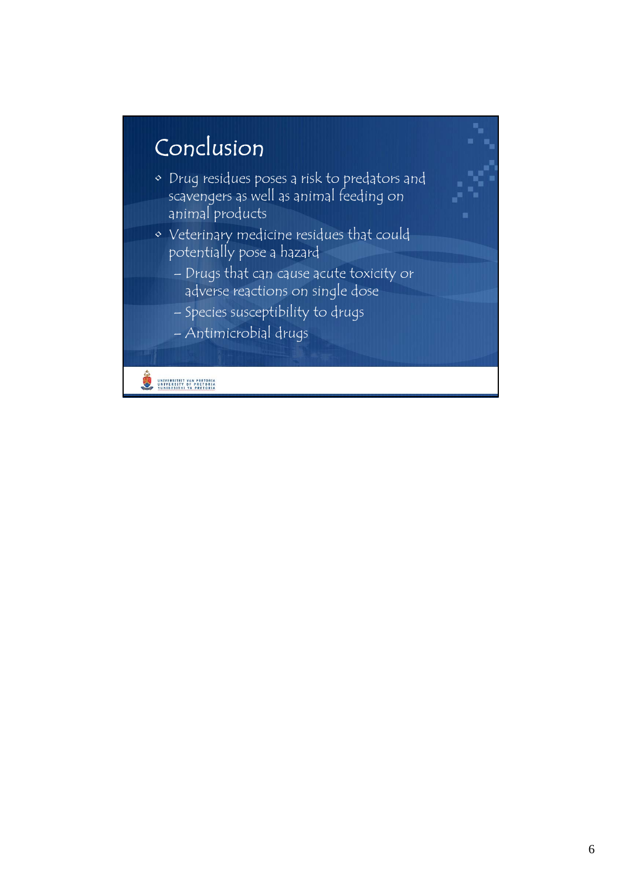# Conclusion

- Drug residues poses a risk to predators and scavengers as well as animal feeding on animal products
- Veterinary medicine residues that could potentially pose a hazard
  - Drugs that can cause acute toxicity or adverse reactions on single dose
  - Species susceptibility to drugs
  - Antimicrobial drugs

UNIVERSITEIT VAN PRETORIA
UNIVERSITY OF PRETORIA
YUNIBESITHI YA PRETORIA